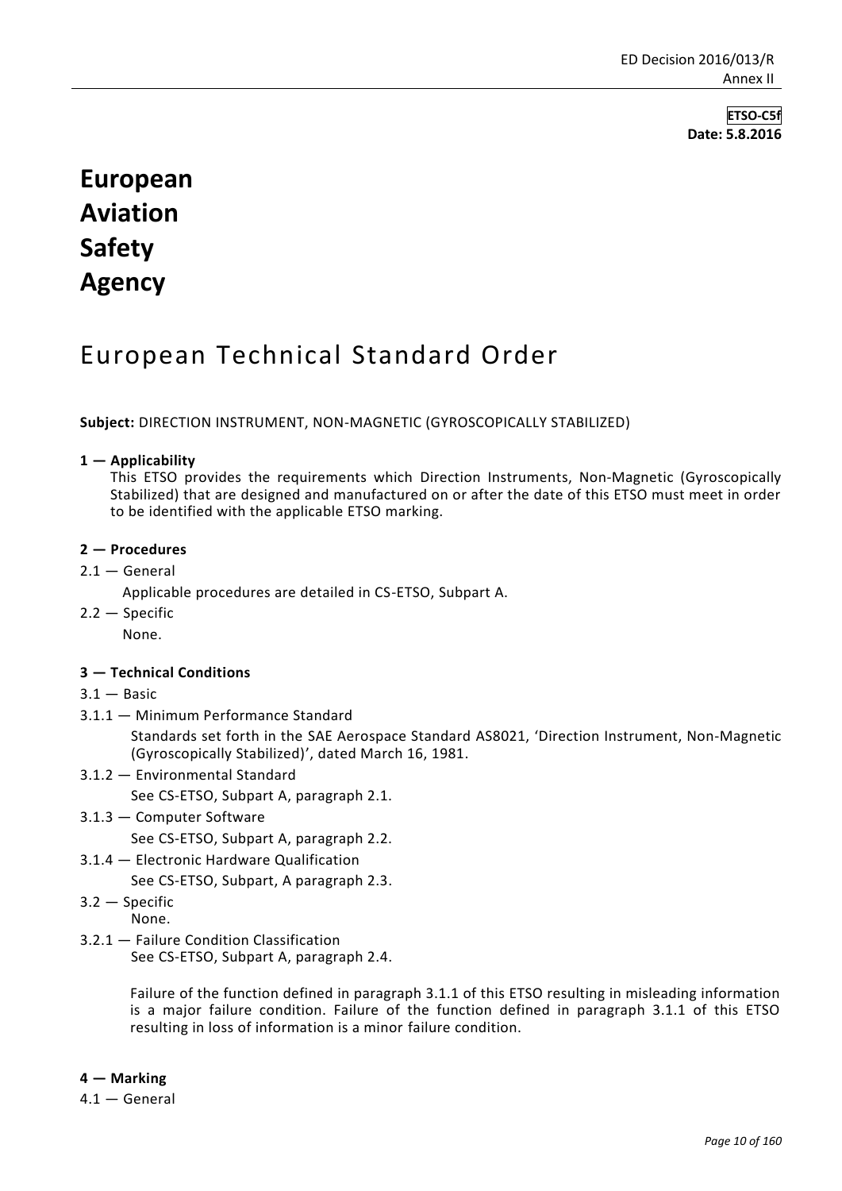**ETSO-C5f**
**Date: 5.8.2016**

# European Aviation Safety Agency

## European Technical Standard Order

**Subject:** DIRECTION INSTRUMENT, NON-MAGNETIC (GYROSCOPICALLY STABILIZED)

### 1 — Applicability

This ETSO provides the requirements which Direction Instruments, Non-Magnetic (Gyroscopically Stabilized) that are designed and manufactured on or after the date of this ETSO must meet in order to be identified with the applicable ETSO marking.

### 2 — Procedures

2.1 — General

Applicable procedures are detailed in CS-ETSO, Subpart A.

2.2 — Specific

None.

### 3 — Technical Conditions

3.1 — Basic

3.1.1 — Minimum Performance Standard

Standards set forth in the SAE Aerospace Standard AS8021, 'Direction Instrument, Non-Magnetic (Gyroscopically Stabilized)', dated March 16, 1981.

3.1.2 — Environmental Standard

See CS-ETSO, Subpart A, paragraph 2.1.

3.1.3 — Computer Software

See CS-ETSO, Subpart A, paragraph 2.2.

3.1.4 — Electronic Hardware Qualification

See CS-ETSO, Subpart, A paragraph 2.3.

3.2 — Specific

None.

3.2.1 — Failure Condition Classification

See CS-ETSO, Subpart A, paragraph 2.4.

Failure of the function defined in paragraph 3.1.1 of this ETSO resulting in misleading information is a major failure condition. Failure of the function defined in paragraph 3.1.1 of this ETSO resulting in loss of information is a minor failure condition.

### 4 — Marking

4.1 — General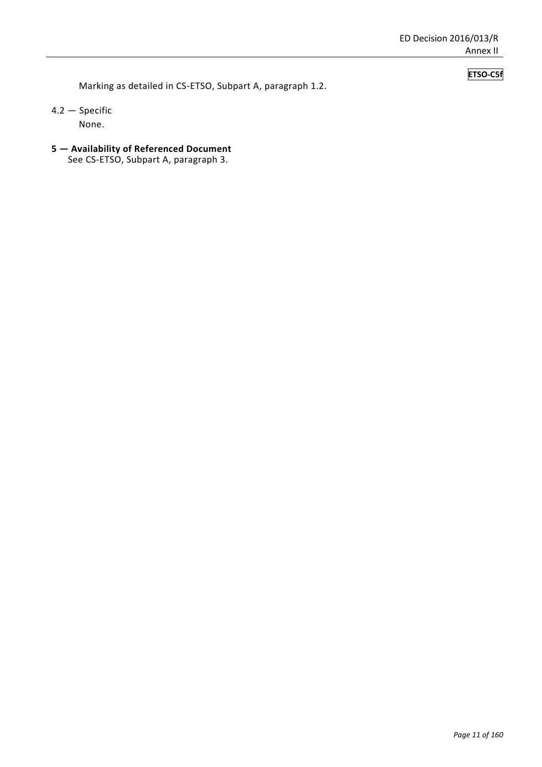Marking as detailed in CS-ETSO, Subpart A, paragraph 1.2.

4.2 — Specific

None.

**5 — Availability of Referenced Document**

See CS-ETSO, Subpart A, paragraph 3.